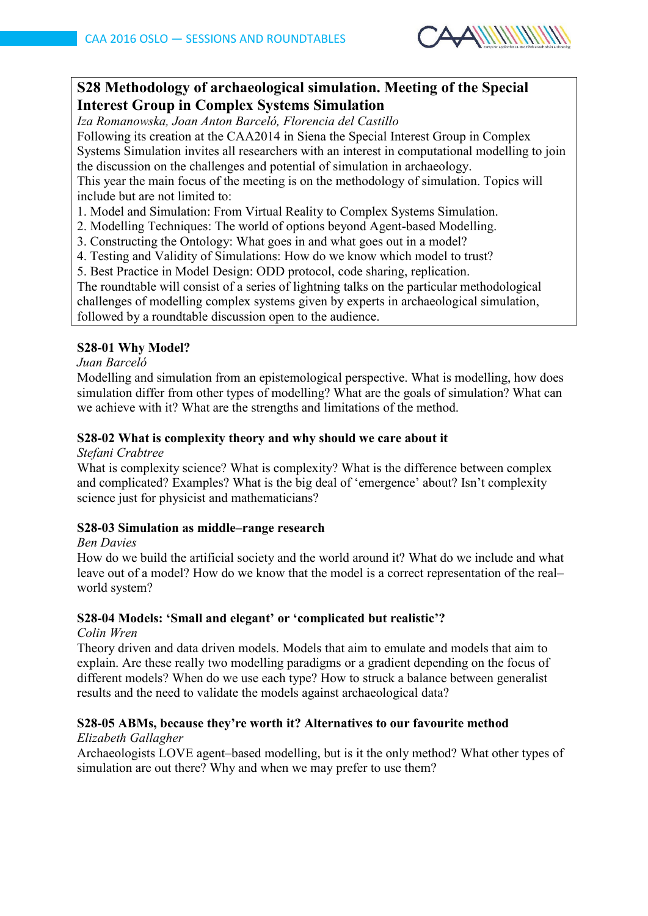## S28 Methodology of archaeological simulation. Meeting of the Special Interest Group in Complex Systems Simulation

*Iza Romanowska, Joan Anton Barceló, Florencia del Castillo*

Following its creation at the CAA2014 in Siena the Special Interest Group in Complex Systems Simulation invites all researchers with an interest in computational modelling to join the discussion on the challenges and potential of simulation in archaeology.

This year the main focus of the meeting is on the methodology of simulation. Topics will include but are not limited to:

1. Model and Simulation: From Virtual Reality to Complex Systems Simulation.
2. Modelling Techniques: The world of options beyond Agent-based Modelling.
3. Constructing the Ontology: What goes in and what goes out in a model?
4. Testing and Validity of Simulations: How do we know which model to trust?
5. Best Practice in Model Design: ODD protocol, code sharing, replication.

The roundtable will consist of a series of lightning talks on the particular methodological challenges of modelling complex systems given by experts in archaeological simulation, followed by a roundtable discussion open to the audience.

### S28-01 Why Model?

*Juan Barceló*

Modelling and simulation from an epistemological perspective. What is modelling, how does simulation differ from other types of modelling? What are the goals of simulation? What can we achieve with it? What are the strengths and limitations of the method.

### S28-02 What is complexity theory and why should we care about it

*Stefani Crabtree*

What is complexity science? What is complexity? What is the difference between complex and complicated? Examples? What is the big deal of 'emergence' about? Isn't complexity science just for physicist and mathematicians?

### S28-03 Simulation as middle–range research

*Ben Davies*

How do we build the artificial society and the world around it? What do we include and what leave out of a model? How do we know that the model is a correct representation of the real–world system?

### S28-04 Models: 'Small and elegant' or 'complicated but realistic'?

*Colin Wren*

Theory driven and data driven models. Models that aim to emulate and models that aim to explain. Are these really two modelling paradigms or a gradient depending on the focus of different models? When do we use each type? How to struck a balance between generalist results and the need to validate the models against archaeological data?

### S28-05 ABMs, because they're worth it? Alternatives to our favourite method

*Elizabeth Gallagher*

Archaeologists LOVE agent–based modelling, but is it the only method? What other types of simulation are out there? Why and when we may prefer to use them?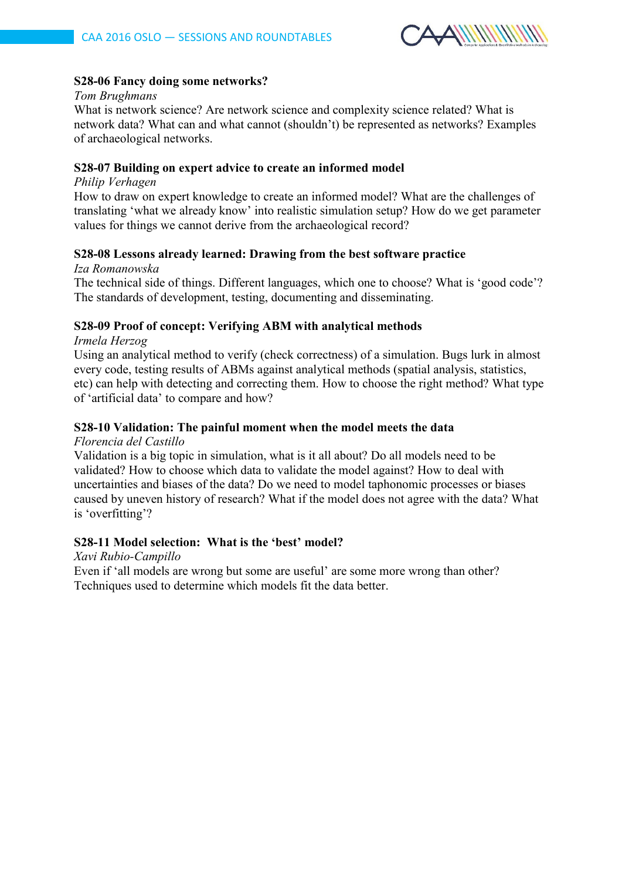**S28-06 Fancy doing some networks?**

*Tom Brughmans*

What is network science? Are network science and complexity science related? What is network data? What can and what cannot (shouldn't) be represented as networks? Examples of archaeological networks.

**S28-07 Building on expert advice to create an informed model**

*Philip Verhagen*

How to draw on expert knowledge to create an informed model? What are the challenges of translating 'what we already know' into realistic simulation setup? How do we get parameter values for things we cannot derive from the archaeological record?

**S28-08 Lessons already learned: Drawing from the best software practice**

*Iza Romanowska*

The technical side of things. Different languages, which one to choose? What is 'good code'? The standards of development, testing, documenting and disseminating.

**S28-09 Proof of concept: Verifying ABM with analytical methods**

*Irmela Herzog*

Using an analytical method to verify (check correctness) of a simulation. Bugs lurk in almost every code, testing results of ABMs against analytical methods (spatial analysis, statistics, etc) can help with detecting and correcting them. How to choose the right method? What type of 'artificial data' to compare and how?

**S28-10 Validation: The painful moment when the model meets the data**

*Florencia del Castillo*

Validation is a big topic in simulation, what is it all about? Do all models need to be validated? How to choose which data to validate the model against? How to deal with uncertainties and biases of the data? Do we need to model taphonomic processes or biases caused by uneven history of research? What if the model does not agree with the data? What is 'overfitting'?

**S28-11 Model selection: What is the 'best' model?**

*Xavi Rubio-Campillo*

Even if 'all models are wrong but some are useful' are some more wrong than other? Techniques used to determine which models fit the data better.